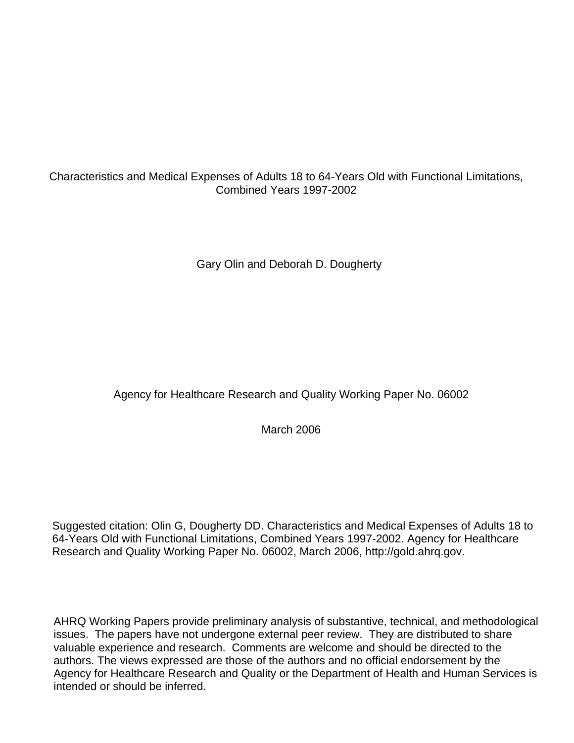# Characteristics and Medical Expenses of Adults 18 to 64-Years Old with Functional Limitations, Combined Years 1997-2002

Gary Olin and Deborah D. Dougherty

Agency for Healthcare Research and Quality Working Paper No. 06002

March 2006

Suggested citation: Olin G, Dougherty DD. Characteristics and Medical Expenses of Adults 18 to 64-Years Old with Functional Limitations, Combined Years 1997-2002. Agency for Healthcare Research and Quality Working Paper No. 06002, March 2006, http://gold.ahrq.gov.

AHRQ Working Papers provide preliminary analysis of substantive, technical, and methodological issues. The papers have not undergone external peer review. They are distributed to share valuable experience and research. Comments are welcome and should be directed to the authors. The views expressed are those of the authors and no official endorsement by the Agency for Healthcare Research and Quality or the Department of Health and Human Services is intended or should be inferred.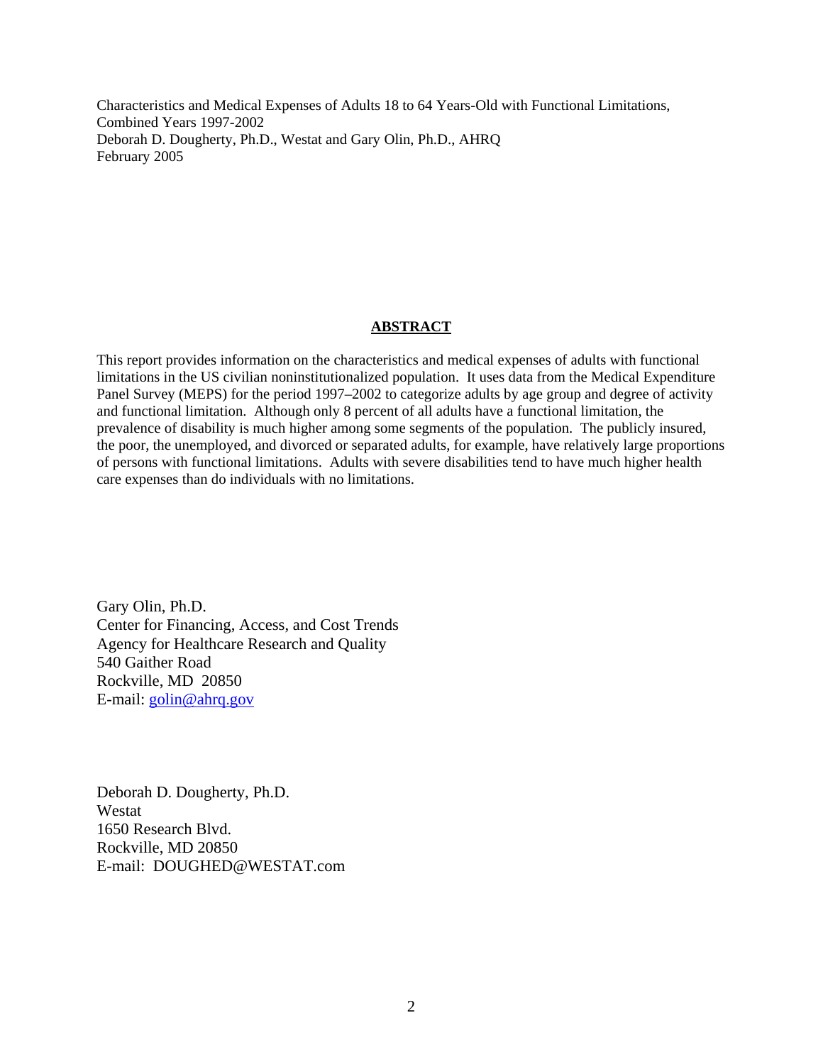Characteristics and Medical Expenses of Adults 18 to 64 Years-Old with Functional Limitations, Combined Years 1997-2002
Deborah D. Dougherty, Ph.D., Westat and Gary Olin, Ph.D., AHRQ
February 2005

## ABSTRACT

This report provides information on the characteristics and medical expenses of adults with functional limitations in the US civilian noninstitutionalized population. It uses data from the Medical Expenditure Panel Survey (MEPS) for the period 1997–2002 to categorize adults by age group and degree of activity and functional limitation. Although only 8 percent of all adults have a functional limitation, the prevalence of disability is much higher among some segments of the population. The publicly insured, the poor, the unemployed, and divorced or separated adults, for example, have relatively large proportions of persons with functional limitations. Adults with severe disabilities tend to have much higher health care expenses than do individuals with no limitations.

Gary Olin, Ph.D.
Center for Financing, Access, and Cost Trends
Agency for Healthcare Research and Quality
540 Gaither Road
Rockville, MD 20850
E-mail: golin@ahrq.gov

Deborah D. Dougherty, Ph.D.
Westat
1650 Research Blvd.
Rockville, MD 20850
E-mail: DOUGHED@WESTAT.com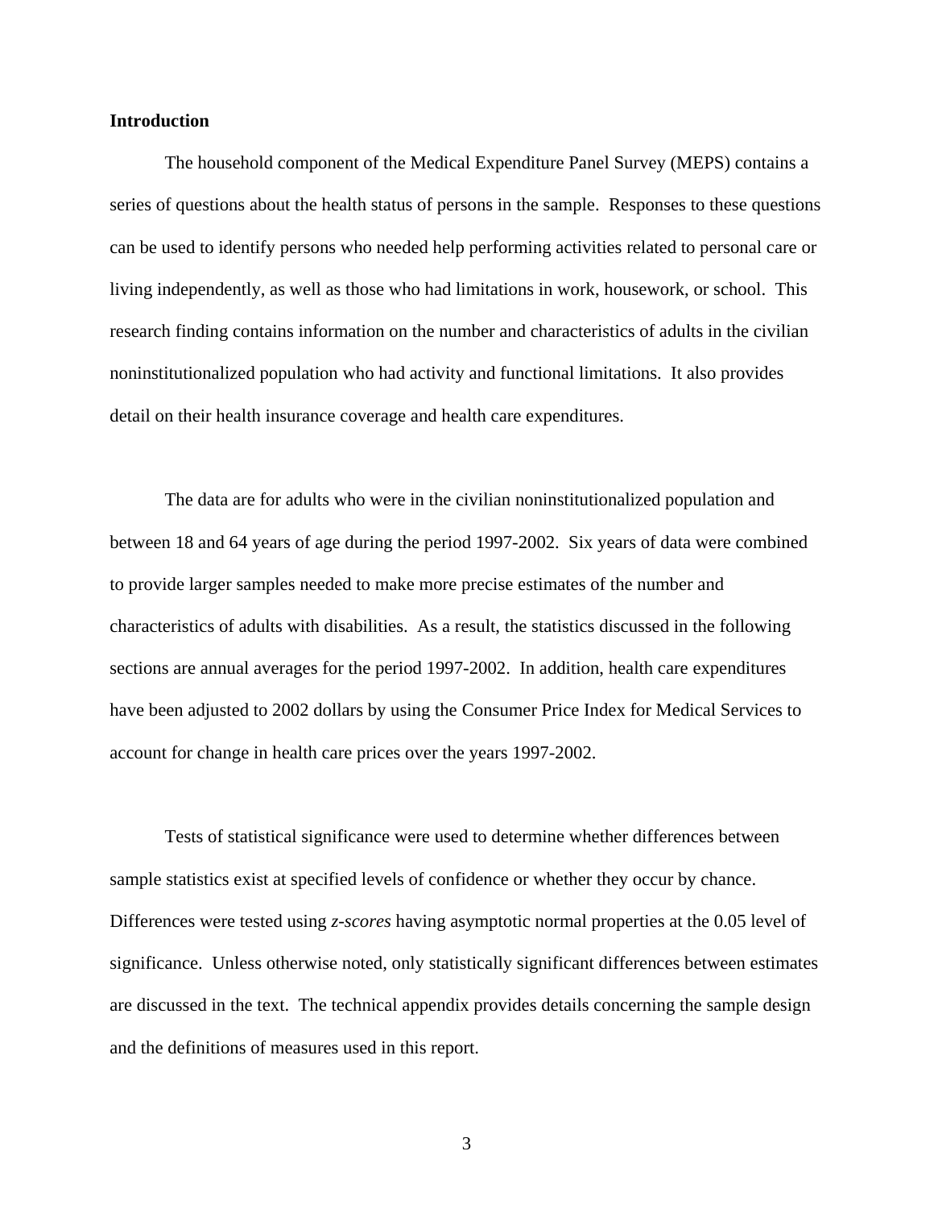## Introduction

The household component of the Medical Expenditure Panel Survey (MEPS) contains a series of questions about the health status of persons in the sample. Responses to these questions can be used to identify persons who needed help performing activities related to personal care or living independently, as well as those who had limitations in work, housework, or school. This research finding contains information on the number and characteristics of adults in the civilian noninstitutionalized population who had activity and functional limitations. It also provides detail on their health insurance coverage and health care expenditures.

The data are for adults who were in the civilian noninstitutionalized population and between 18 and 64 years of age during the period 1997-2002. Six years of data were combined to provide larger samples needed to make more precise estimates of the number and characteristics of adults with disabilities. As a result, the statistics discussed in the following sections are annual averages for the period 1997-2002. In addition, health care expenditures have been adjusted to 2002 dollars by using the Consumer Price Index for Medical Services to account for change in health care prices over the years 1997-2002.

Tests of statistical significance were used to determine whether differences between sample statistics exist at specified levels of confidence or whether they occur by chance. Differences were tested using *z-scores* having asymptotic normal properties at the 0.05 level of significance. Unless otherwise noted, only statistically significant differences between estimates are discussed in the text. The technical appendix provides details concerning the sample design and the definitions of measures used in this report.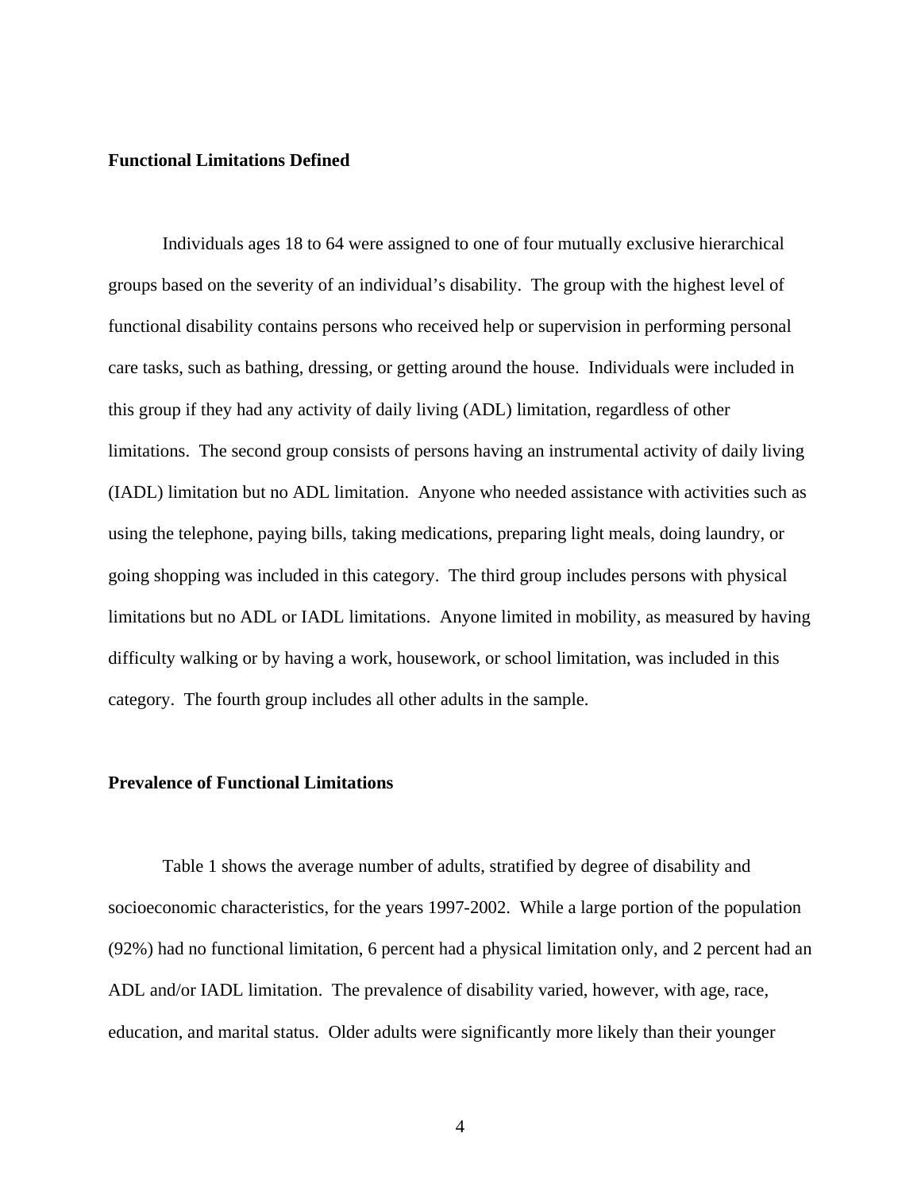### Functional Limitations Defined

Individuals ages 18 to 64 were assigned to one of four mutually exclusive hierarchical groups based on the severity of an individual's disability. The group with the highest level of functional disability contains persons who received help or supervision in performing personal care tasks, such as bathing, dressing, or getting around the house. Individuals were included in this group if they had any activity of daily living (ADL) limitation, regardless of other limitations. The second group consists of persons having an instrumental activity of daily living (IADL) limitation but no ADL limitation. Anyone who needed assistance with activities such as using the telephone, paying bills, taking medications, preparing light meals, doing laundry, or going shopping was included in this category. The third group includes persons with physical limitations but no ADL or IADL limitations. Anyone limited in mobility, as measured by having difficulty walking or by having a work, housework, or school limitation, was included in this category. The fourth group includes all other adults in the sample.

### Prevalence of Functional Limitations

Table 1 shows the average number of adults, stratified by degree of disability and socioeconomic characteristics, for the years 1997-2002. While a large portion of the population (92%) had no functional limitation, 6 percent had a physical limitation only, and 2 percent had an ADL and/or IADL limitation. The prevalence of disability varied, however, with age, race, education, and marital status. Older adults were significantly more likely than their younger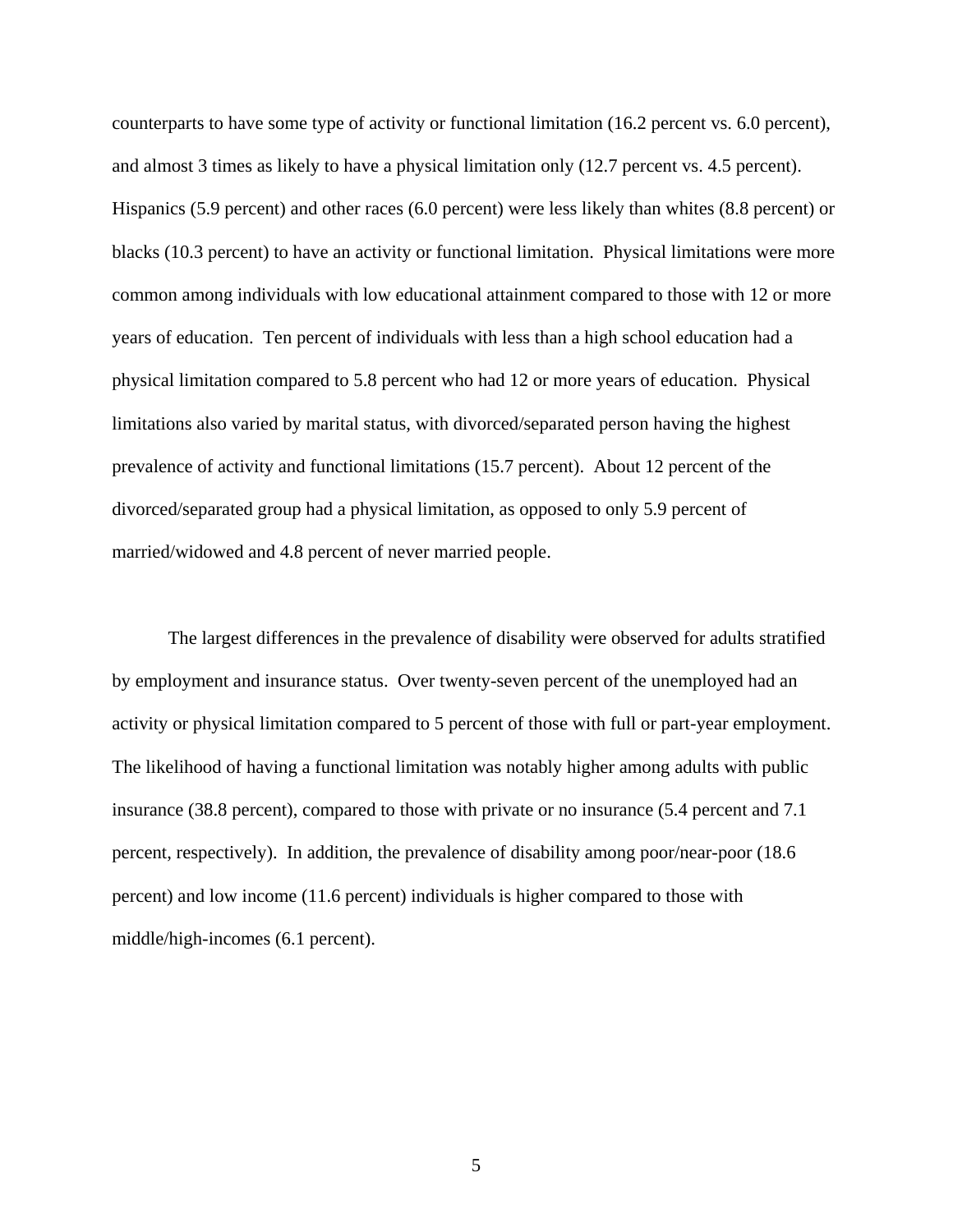counterparts to have some type of activity or functional limitation (16.2 percent vs. 6.0 percent), and almost 3 times as likely to have a physical limitation only (12.7 percent vs. 4.5 percent). Hispanics (5.9 percent) and other races (6.0 percent) were less likely than whites (8.8 percent) or blacks (10.3 percent) to have an activity or functional limitation. Physical limitations were more common among individuals with low educational attainment compared to those with 12 or more years of education. Ten percent of individuals with less than a high school education had a physical limitation compared to 5.8 percent who had 12 or more years of education. Physical limitations also varied by marital status, with divorced/separated person having the highest prevalence of activity and functional limitations (15.7 percent). About 12 percent of the divorced/separated group had a physical limitation, as opposed to only 5.9 percent of married/widowed and 4.8 percent of never married people.

The largest differences in the prevalence of disability were observed for adults stratified by employment and insurance status. Over twenty-seven percent of the unemployed had an activity or physical limitation compared to 5 percent of those with full or part-year employment. The likelihood of having a functional limitation was notably higher among adults with public insurance (38.8 percent), compared to those with private or no insurance (5.4 percent and 7.1 percent, respectively). In addition, the prevalence of disability among poor/near-poor (18.6 percent) and low income (11.6 percent) individuals is higher compared to those with middle/high-incomes (6.1 percent).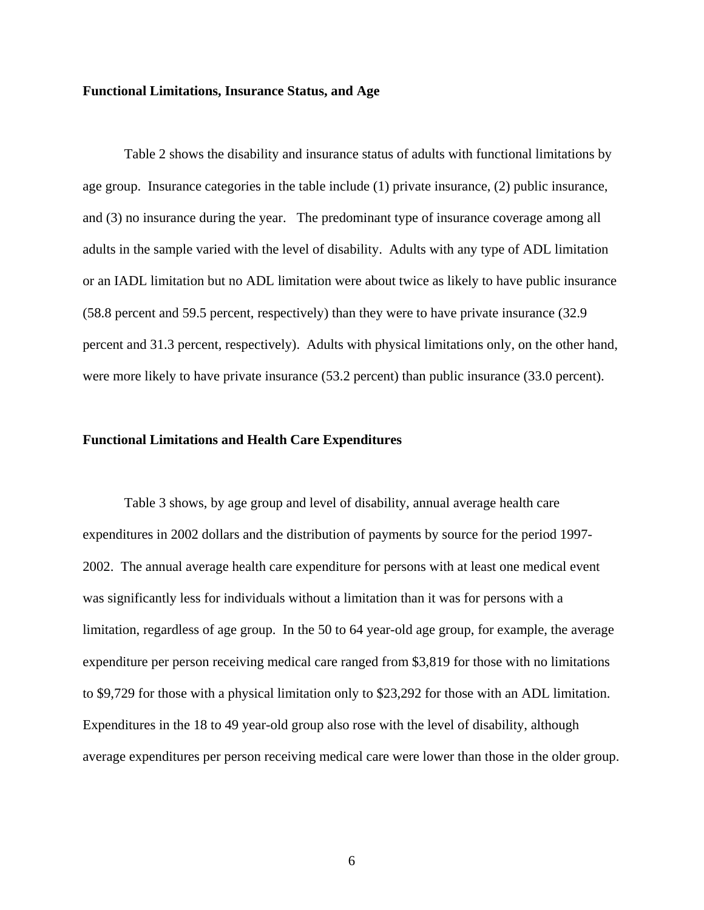### Functional Limitations, Insurance Status, and Age

Table 2 shows the disability and insurance status of adults with functional limitations by age group. Insurance categories in the table include (1) private insurance, (2) public insurance, and (3) no insurance during the year. The predominant type of insurance coverage among all adults in the sample varied with the level of disability. Adults with any type of ADL limitation or an IADL limitation but no ADL limitation were about twice as likely to have public insurance (58.8 percent and 59.5 percent, respectively) than they were to have private insurance (32.9 percent and 31.3 percent, respectively). Adults with physical limitations only, on the other hand, were more likely to have private insurance (53.2 percent) than public insurance (33.0 percent).

### Functional Limitations and Health Care Expenditures

Table 3 shows, by age group and level of disability, annual average health care expenditures in 2002 dollars and the distribution of payments by source for the period 1997-2002. The annual average health care expenditure for persons with at least one medical event was significantly less for individuals without a limitation than it was for persons with a limitation, regardless of age group. In the 50 to 64 year-old age group, for example, the average expenditure per person receiving medical care ranged from $3,819 for those with no limitations to $9,729 for those with a physical limitation only to $23,292 for those with an ADL limitation. Expenditures in the 18 to 49 year-old group also rose with the level of disability, although average expenditures per person receiving medical care were lower than those in the older group.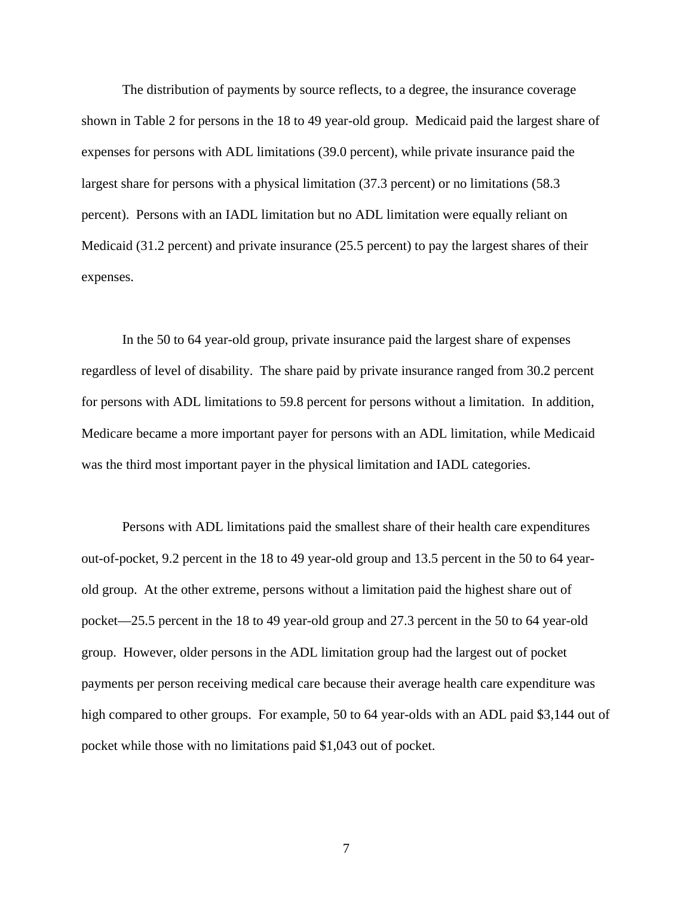The distribution of payments by source reflects, to a degree, the insurance coverage shown in Table 2 for persons in the 18 to 49 year-old group. Medicaid paid the largest share of expenses for persons with ADL limitations (39.0 percent), while private insurance paid the largest share for persons with a physical limitation (37.3 percent) or no limitations (58.3 percent). Persons with an IADL limitation but no ADL limitation were equally reliant on Medicaid (31.2 percent) and private insurance (25.5 percent) to pay the largest shares of their expenses.

In the 50 to 64 year-old group, private insurance paid the largest share of expenses regardless of level of disability. The share paid by private insurance ranged from 30.2 percent for persons with ADL limitations to 59.8 percent for persons without a limitation. In addition, Medicare became a more important payer for persons with an ADL limitation, while Medicaid was the third most important payer in the physical limitation and IADL categories.

Persons with ADL limitations paid the smallest share of their health care expenditures out-of-pocket, 9.2 percent in the 18 to 49 year-old group and 13.5 percent in the 50 to 64 year-old group. At the other extreme, persons without a limitation paid the highest share out of pocket—25.5 percent in the 18 to 49 year-old group and 27.3 percent in the 50 to 64 year-old group. However, older persons in the ADL limitation group had the largest out of pocket payments per person receiving medical care because their average health care expenditure was high compared to other groups. For example, 50 to 64 year-olds with an ADL paid $3,144 out of pocket while those with no limitations paid $1,043 out of pocket.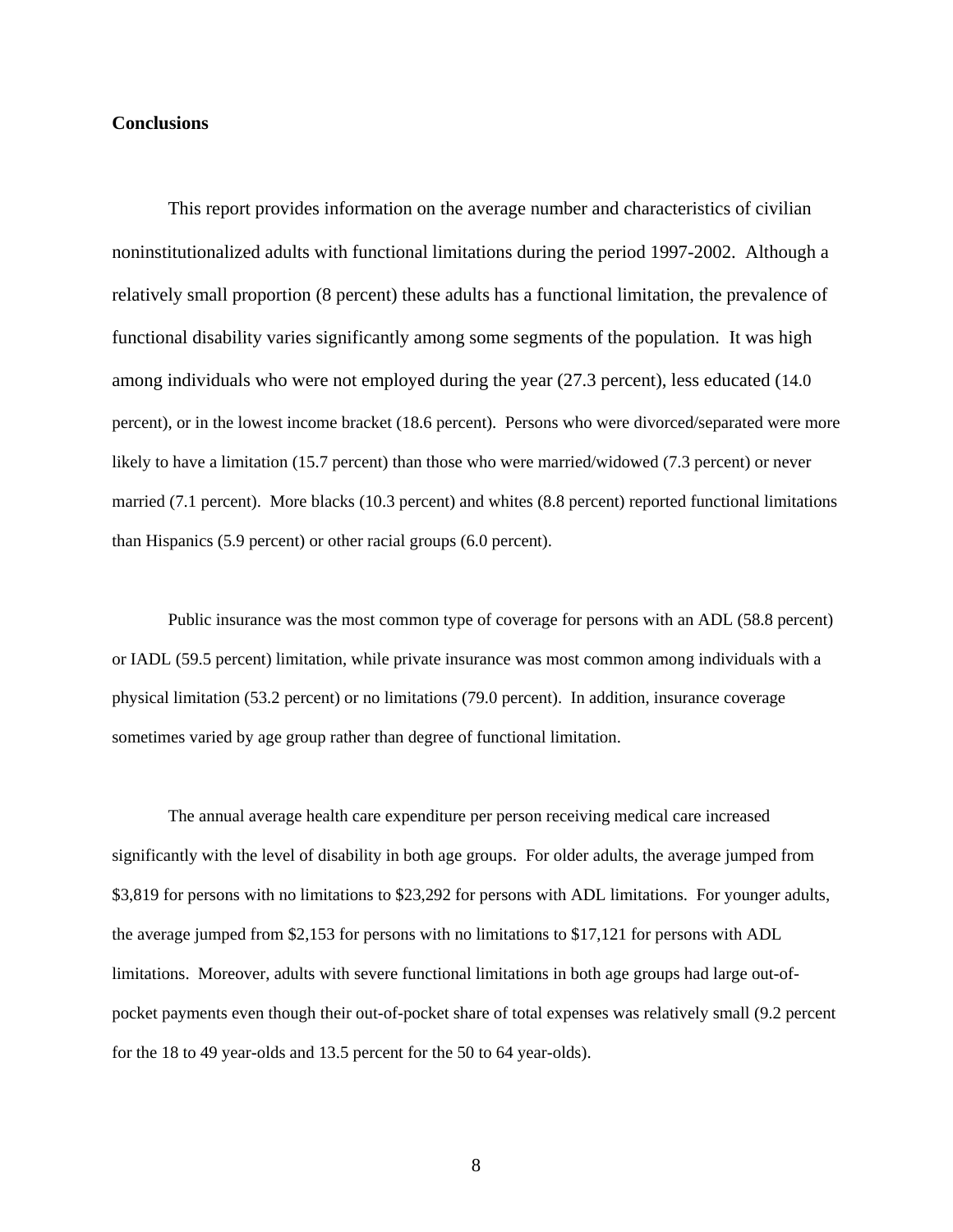## Conclusions

This report provides information on the average number and characteristics of civilian noninstitutionalized adults with functional limitations during the period 1997-2002. Although a relatively small proportion (8 percent) these adults has a functional limitation, the prevalence of functional disability varies significantly among some segments of the population. It was high among individuals who were not employed during the year (27.3 percent), less educated (14.0 percent), or in the lowest income bracket (18.6 percent). Persons who were divorced/separated were more likely to have a limitation (15.7 percent) than those who were married/widowed (7.3 percent) or never married (7.1 percent). More blacks (10.3 percent) and whites (8.8 percent) reported functional limitations than Hispanics (5.9 percent) or other racial groups (6.0 percent).

Public insurance was the most common type of coverage for persons with an ADL (58.8 percent) or IADL (59.5 percent) limitation, while private insurance was most common among individuals with a physical limitation (53.2 percent) or no limitations (79.0 percent). In addition, insurance coverage sometimes varied by age group rather than degree of functional limitation.

The annual average health care expenditure per person receiving medical care increased significantly with the level of disability in both age groups. For older adults, the average jumped from $3,819 for persons with no limitations to $23,292 for persons with ADL limitations. For younger adults, the average jumped from $2,153 for persons with no limitations to $17,121 for persons with ADL limitations. Moreover, adults with severe functional limitations in both age groups had large out-of-pocket payments even though their out-of-pocket share of total expenses was relatively small (9.2 percent for the 18 to 49 year-olds and 13.5 percent for the 50 to 64 year-olds).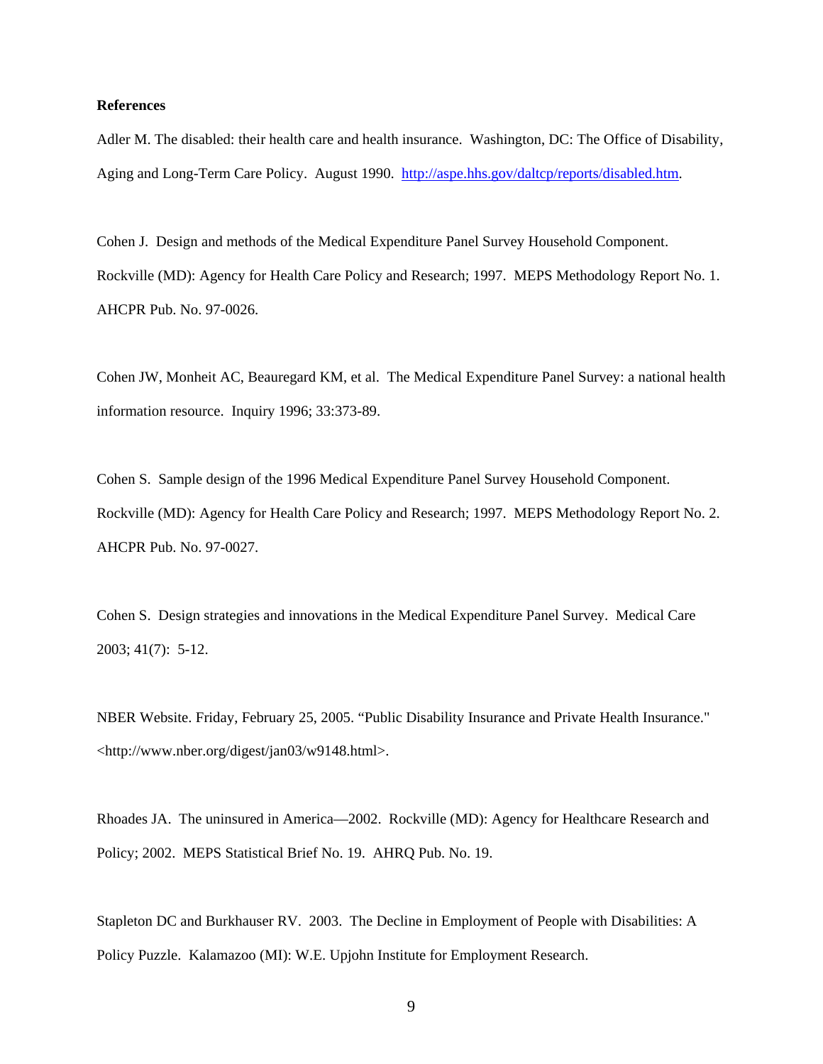**References**

Adler M. The disabled: their health care and health insurance. Washington, DC: The Office of Disability, Aging and Long-Term Care Policy. August 1990. [http://aspe.hhs.gov/daltcp/reports/disabled.htm](http://aspe.hhs.gov/daltcp/reports/disabled.htm).

Cohen J. Design and methods of the Medical Expenditure Panel Survey Household Component. Rockville (MD): Agency for Health Care Policy and Research; 1997. MEPS Methodology Report No. 1. AHCPR Pub. No. 97-0026.

Cohen JW, Monheit AC, Beauregard KM, et al. The Medical Expenditure Panel Survey: a national health information resource. Inquiry 1996; 33:373-89.

Cohen S. Sample design of the 1996 Medical Expenditure Panel Survey Household Component. Rockville (MD): Agency for Health Care Policy and Research; 1997. MEPS Methodology Report No. 2. AHCPR Pub. No. 97-0027.

Cohen S. Design strategies and innovations in the Medical Expenditure Panel Survey. Medical Care 2003; 41(7): 5-12.

NBER Website. Friday, February 25, 2005. "Public Disability Insurance and Private Health Insurance." <http://www.nber.org/digest/jan03/w9148.html>.

Rhoades JA. The uninsured in America—2002. Rockville (MD): Agency for Healthcare Research and Policy; 2002. MEPS Statistical Brief No. 19. AHRQ Pub. No. 19.

Stapleton DC and Burkhauser RV. 2003. The Decline in Employment of People with Disabilities: A Policy Puzzle. Kalamazoo (MI): W.E. Upjohn Institute for Employment Research.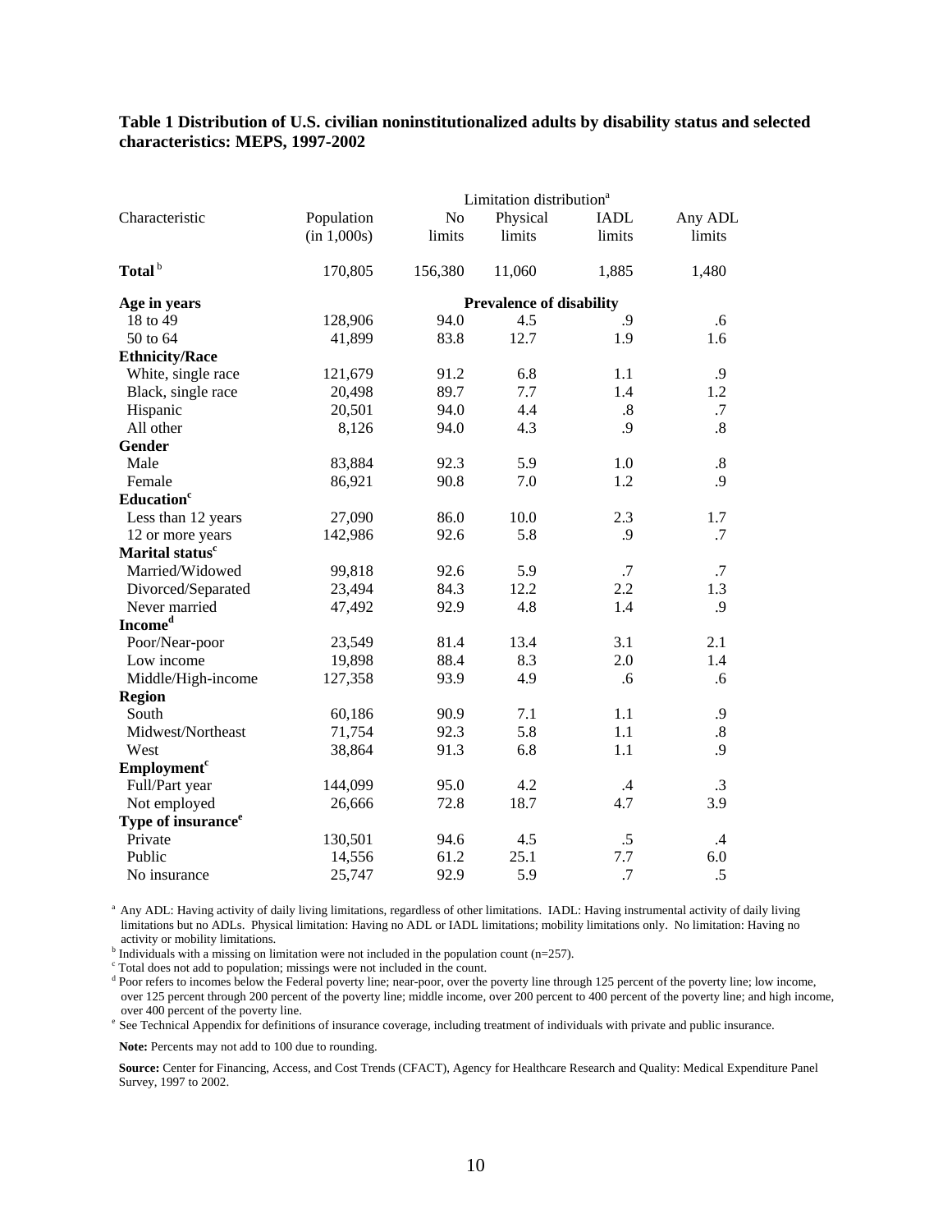**Table 1 Distribution of U.S. civilian noninstitutionalized adults by disability status and selected characteristics: MEPS, 1997-2002**

| Characteristic | Population (in 1,000s) | Limitation distribution[a] | | | |
|---|---|---|---|---|---|
| | | No limits | Physical limits | IADL limits | Any ADL limits |
| **Total**[b] | 170,805 | 156,380 | 11,060 | 1,885 | 1,480 |
| | | **Prevalence of disability** | | | |
| **Age in years** | | | | | |
| 18 to 49 | 128,906 | 94.0 | 4.5 | .9 | .6 |
| 50 to 64 | 41,899 | 83.8 | 12.7 | 1.9 | 1.6 |
| **Ethnicity/Race** | | | | | |
| White, single race | 121,679 | 91.2 | 6.8 | 1.1 | .9 |
| Black, single race | 20,498 | 89.7 | 7.7 | 1.4 | 1.2 |
| Hispanic | 20,501 | 94.0 | 4.4 | .8 | .7 |
| All other | 8,126 | 94.0 | 4.3 | .9 | .8 |
| **Gender** | | | | | |
| Male | 83,884 | 92.3 | 5.9 | 1.0 | .8 |
| Female | 86,921 | 90.8 | 7.0 | 1.2 | .9 |
| **Education**[c] | | | | | |
| Less than 12 years | 27,090 | 86.0 | 10.0 | 2.3 | 1.7 |
| 12 or more years | 142,986 | 92.6 | 5.8 | .9 | .7 |
| **Marital status**[c] | | | | | |
| Married/Widowed | 99,818 | 92.6 | 5.9 | .7 | .7 |
| Divorced/Separated | 23,494 | 84.3 | 12.2 | 2.2 | 1.3 |
| Never married | 47,492 | 92.9 | 4.8 | 1.4 | .9 |
| **Income**[d] | | | | | |
| Poor/Near-poor | 23,549 | 81.4 | 13.4 | 3.1 | 2.1 |
| Low income | 19,898 | 88.4 | 8.3 | 2.0 | 1.4 |
| Middle/High-income | 127,358 | 93.9 | 4.9 | .6 | .6 |
| **Region** | | | | | |
| South | 60,186 | 90.9 | 7.1 | 1.1 | .9 |
| Midwest/Northeast | 71,754 | 92.3 | 5.8 | 1.1 | .8 |
| West | 38,864 | 91.3 | 6.8 | 1.1 | .9 |
| **Employment**[c] | | | | | |
| Full/Part year | 144,099 | 95.0 | 4.2 | .4 | .3 |
| Not employed | 26,666 | 72.8 | 18.7 | 4.7 | 3.9 |
| **Type of insurance**[e] | | | | | |
| Private | 130,501 | 94.6 | 4.5 | .5 | .4 |
| Public | 14,556 | 61.2 | 25.1 | 7.7 | 6.0 |
| No insurance | 25,747 | 92.9 | 5.9 | .7 | .5 |

[a] Any ADL: Having activity of daily living limitations, regardless of other limitations. IADL: Having instrumental activity of daily living limitations but no ADLs. Physical limitation: Having no ADL or IADL limitations; mobility limitations only. No limitation: Having no activity or mobility limitations.
[b] Individuals with a missing on limitation were not included in the population count (n=257).
[c] Total does not add to population; missings were not included in the count.
[d] Poor refers to incomes below the Federal poverty line; near-poor, over the poverty line through 125 percent of the poverty line; low income, over 125 percent through 200 percent of the poverty line; middle income, over 200 percent to 400 percent of the poverty line; and high income, over 400 percent of the poverty line.
[e] See Technical Appendix for definitions of insurance coverage, including treatment of individuals with private and public insurance.

**Note:** Percents may not add to 100 due to rounding.

**Source:** Center for Financing, Access, and Cost Trends (CFACT), Agency for Healthcare Research and Quality: Medical Expenditure Panel Survey, 1997 to 2002.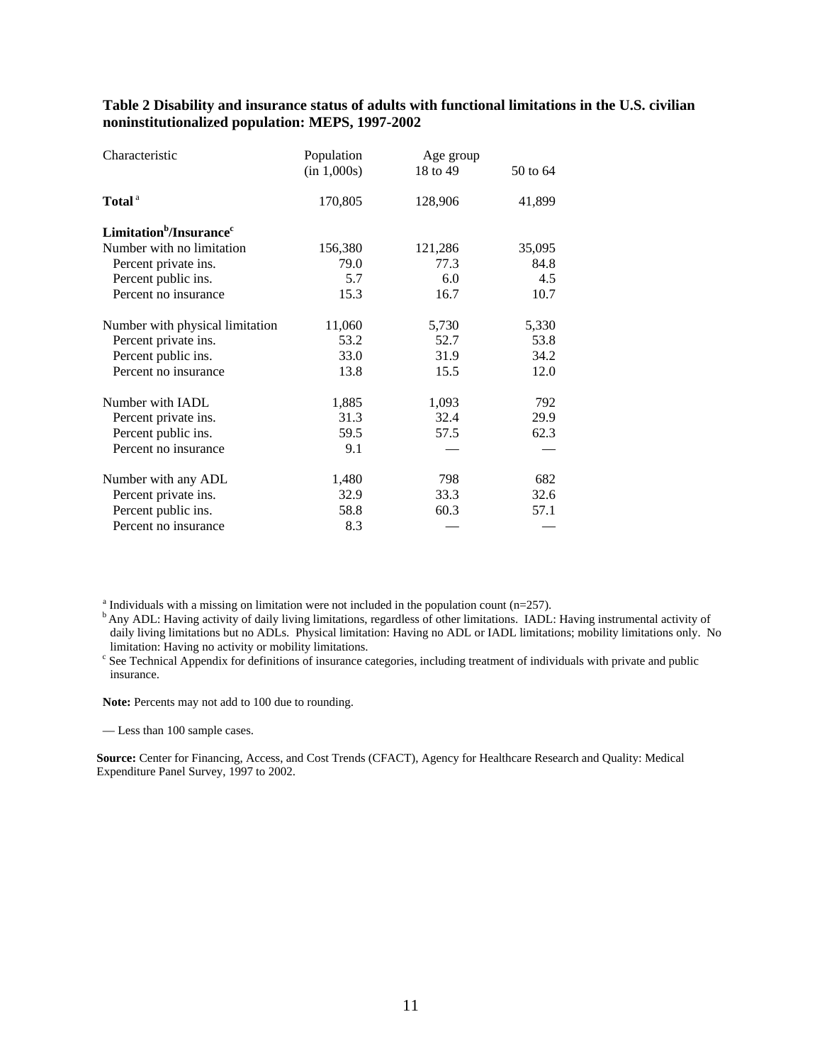**Table 2 Disability and insurance status of adults with functional limitations in the U.S. civilian noninstitutionalized population: MEPS, 1997-2002**

| Characteristic | Population (in 1,000s) | Age group 18 to 49 | 50 to 64 |
|---|---|---|---|
| **Total** [a] | 170,805 | 128,906 | 41,899 |
| **Limitation[b]/Insurance[c]** | | | |
| Number with no limitation | 156,380 | 121,286 | 35,095 |
| Percent private ins. | 79.0 | 77.3 | 84.8 |
| Percent public ins. | 5.7 | 6.0 | 4.5 |
| Percent no insurance | 15.3 | 16.7 | 10.7 |
| Number with physical limitation | 11,060 | 5,730 | 5,330 |
| Percent private ins. | 53.2 | 52.7 | 53.8 |
| Percent public ins. | 33.0 | 31.9 | 34.2 |
| Percent no insurance | 13.8 | 15.5 | 12.0 |
| Number with IADL | 1,885 | 1,093 | 792 |
| Percent private ins. | 31.3 | 32.4 | 29.9 |
| Percent public ins. | 59.5 | 57.5 | 62.3 |
| Percent no insurance | 9.1 | — | — |
| Number with any ADL | 1,480 | 798 | 682 |
| Percent private ins. | 32.9 | 33.3 | 32.6 |
| Percent public ins. | 58.8 | 60.3 | 57.1 |
| Percent no insurance | 8.3 | — | — |

[a] Individuals with a missing on limitation were not included in the population count (n=257).
[b] Any ADL: Having activity of daily living limitations, regardless of other limitations. IADL: Having instrumental activity of daily living limitations but no ADLs. Physical limitation: Having no ADL or IADL limitations; mobility limitations only. No limitation: Having no activity or mobility limitations.
[c] See Technical Appendix for definitions of insurance categories, including treatment of individuals with private and public insurance.

**Note:** Percents may not add to 100 due to rounding.

— Less than 100 sample cases.

**Source:** Center for Financing, Access, and Cost Trends (CFACT), Agency for Healthcare Research and Quality: Medical Expenditure Panel Survey, 1997 to 2002.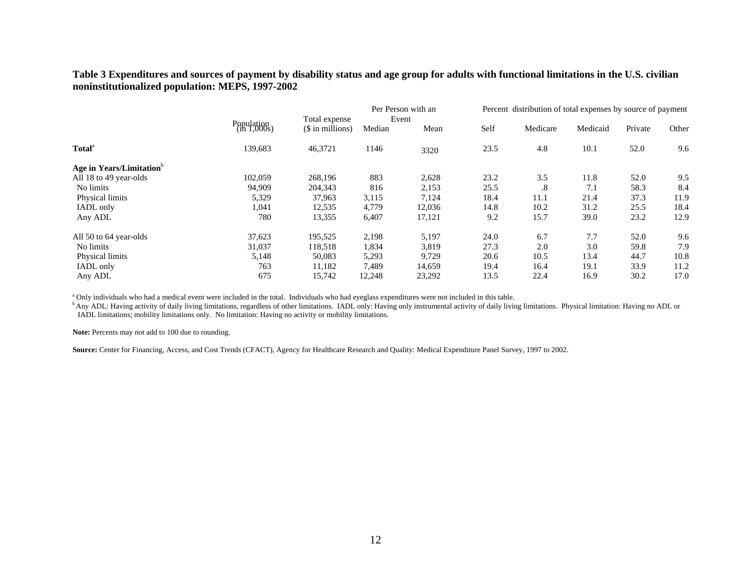**Table 3 Expenditures and sources of payment by disability status and age group for adults with functional limitations in the U.S. civilian noninstitutionalized population: MEPS, 1997-2002**

| | Population (in 1,000s) | Total expense ($ in millions) | Per Person with an Event | | Percent distribution of total expenses by source of payment | | | | |
|---|---|---|---|---|---|---|---|---|---|
| | | | Median | Mean | Self | Medicare | Medicaid | Private | Other |
| **Total**[a] | 139,683 | 46,3721 | 1146 | 3320 | 23.5 | 4.8 | 10.1 | 52.0 | 9.6 |
| **Age in Years/Limitation**[b] | | | | | | | | | |
| All 18 to 49 year-olds | 102,059 | 268,196 | 883 | 2,628 | 23.2 | 3.5 | 11.8 | 52.0 | 9.5 |
| No limits | 94,909 | 204,343 | 816 | 2,153 | 25.5 | .8 | 7.1 | 58.3 | 8.4 |
| Physical limits | 5,329 | 37,963 | 3,115 | 7,124 | 18.4 | 11.1 | 21.4 | 37.3 | 11.9 |
| IADL only | 1,041 | 12,535 | 4,779 | 12,036 | 14.8 | 10.2 | 31.2 | 25.5 | 18.4 |
| Any ADL | 780 | 13,355 | 6,407 | 17,121 | 9.2 | 15.7 | 39.0 | 23.2 | 12.9 |
| All 50 to 64 year-olds | 37,623 | 195,525 | 2,198 | 5,197 | 24.0 | 6.7 | 7.7 | 52.0 | 9.6 |
| No limits | 31,037 | 118,518 | 1,834 | 3,819 | 27.3 | 2.0 | 3.0 | 59.8 | 7.9 |
| Physical limits | 5,148 | 50,083 | 5,293 | 9,729 | 20.6 | 10.5 | 13.4 | 44.7 | 10.8 |
| IADL only | 763 | 11,182 | 7,489 | 14,659 | 19.4 | 16.4 | 19.1 | 33.9 | 11.2 |
| Any ADL | 675 | 15,742 | 12,248 | 23,292 | 13.5 | 22.4 | 16.9 | 30.2 | 17.0 |

[a] Only individuals who had a medical event were included in the total. Individuals who had eyeglass expenditures were not included in this table.
[b] Any ADL: Having activity of daily living limitations, regardless of other limitations. IADL only: Having only instrumental activity of daily living limitations. Physical limitation: Having no ADL or IADL limitations; mobility limitations only. No limitation: Having no activity or mobility limitations.

**Note:** Percents may not add to 100 due to rounding.

**Source:** Center for Financing, Access, and Cost Trends (CFACT), Agency for Healthcare Research and Quality: Medical Expenditure Panel Survey, 1997 to 2002.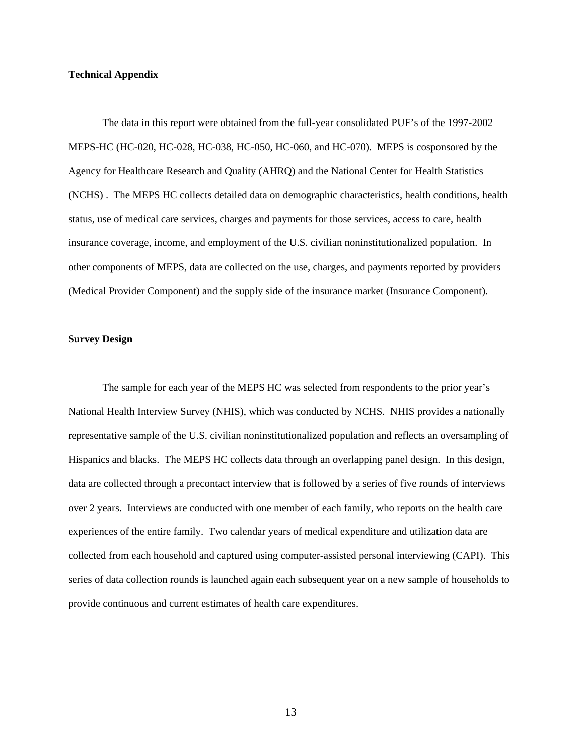**Technical Appendix**

The data in this report were obtained from the full-year consolidated PUF's of the 1997-2002 MEPS-HC (HC-020, HC-028, HC-038, HC-050, HC-060, and HC-070). MEPS is cosponsored by the Agency for Healthcare Research and Quality (AHRQ) and the National Center for Health Statistics (NCHS) . The MEPS HC collects detailed data on demographic characteristics, health conditions, health status, use of medical care services, charges and payments for those services, access to care, health insurance coverage, income, and employment of the U.S. civilian noninstitutionalized population. In other components of MEPS, data are collected on the use, charges, and payments reported by providers (Medical Provider Component) and the supply side of the insurance market (Insurance Component).

**Survey Design**

The sample for each year of the MEPS HC was selected from respondents to the prior year's National Health Interview Survey (NHIS), which was conducted by NCHS. NHIS provides a nationally representative sample of the U.S. civilian noninstitutionalized population and reflects an oversampling of Hispanics and blacks. The MEPS HC collects data through an overlapping panel design. In this design, data are collected through a precontact interview that is followed by a series of five rounds of interviews over 2 years. Interviews are conducted with one member of each family, who reports on the health care experiences of the entire family. Two calendar years of medical expenditure and utilization data are collected from each household and captured using computer-assisted personal interviewing (CAPI). This series of data collection rounds is launched again each subsequent year on a new sample of households to provide continuous and current estimates of health care expenditures.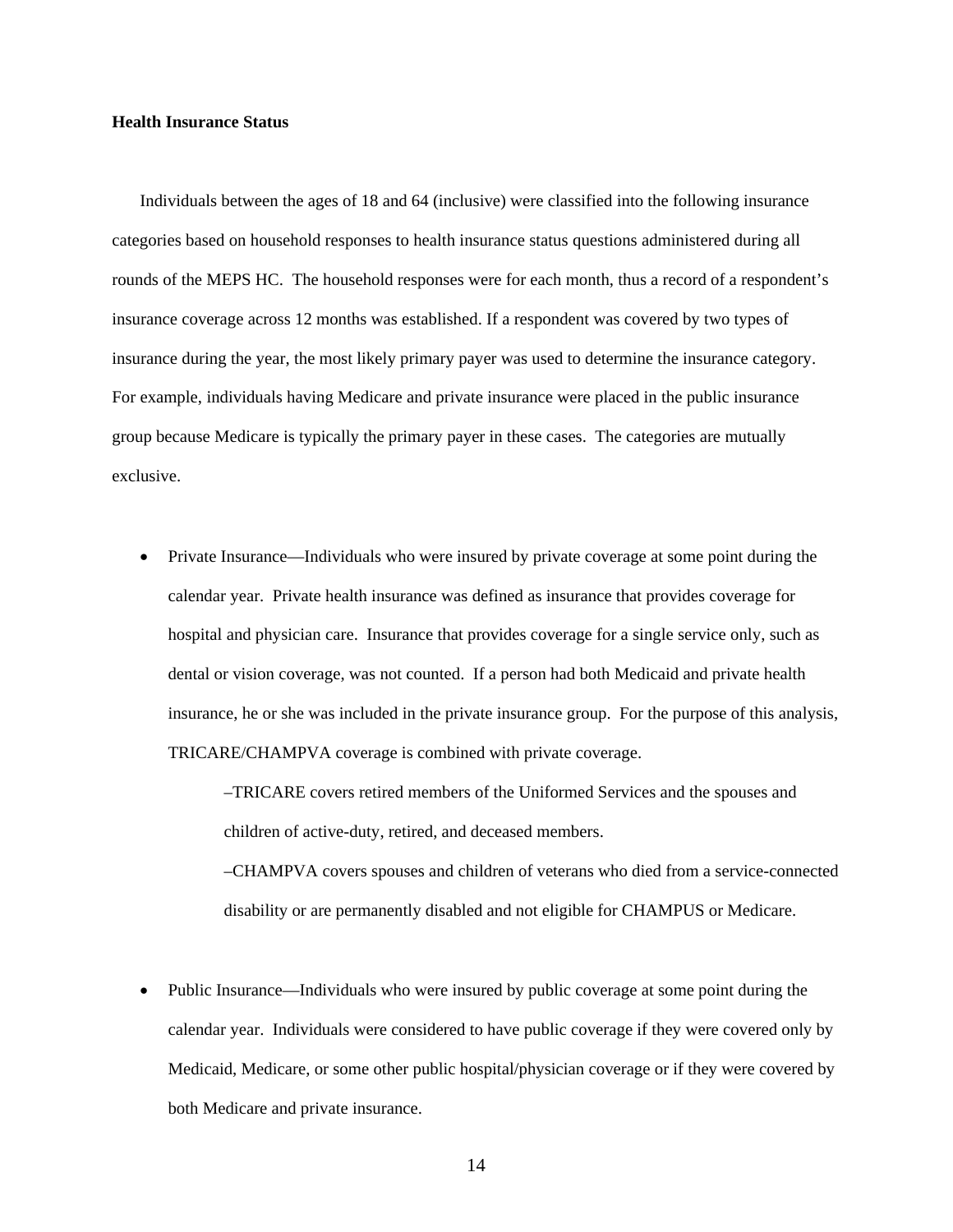**Health Insurance Status**

Individuals between the ages of 18 and 64 (inclusive) were classified into the following insurance categories based on household responses to health insurance status questions administered during all rounds of the MEPS HC. The household responses were for each month, thus a record of a respondent's insurance coverage across 12 months was established. If a respondent was covered by two types of insurance during the year, the most likely primary payer was used to determine the insurance category. For example, individuals having Medicare and private insurance were placed in the public insurance group because Medicare is typically the primary payer in these cases. The categories are mutually exclusive.

- Private Insurance—Individuals who were insured by private coverage at some point during the calendar year. Private health insurance was defined as insurance that provides coverage for hospital and physician care. Insurance that provides coverage for a single service only, such as dental or vision coverage, was not counted. If a person had both Medicaid and private health insurance, he or she was included in the private insurance group. For the purpose of this analysis, TRICARE/CHAMPVA coverage is combined with private coverage.

  –TRICARE covers retired members of the Uniformed Services and the spouses and children of active-duty, retired, and deceased members.

  –CHAMPVA covers spouses and children of veterans who died from a service-connected disability or are permanently disabled and not eligible for CHAMPUS or Medicare.

- Public Insurance—Individuals who were insured by public coverage at some point during the calendar year. Individuals were considered to have public coverage if they were covered only by Medicaid, Medicare, or some other public hospital/physician coverage or if they were covered by both Medicare and private insurance.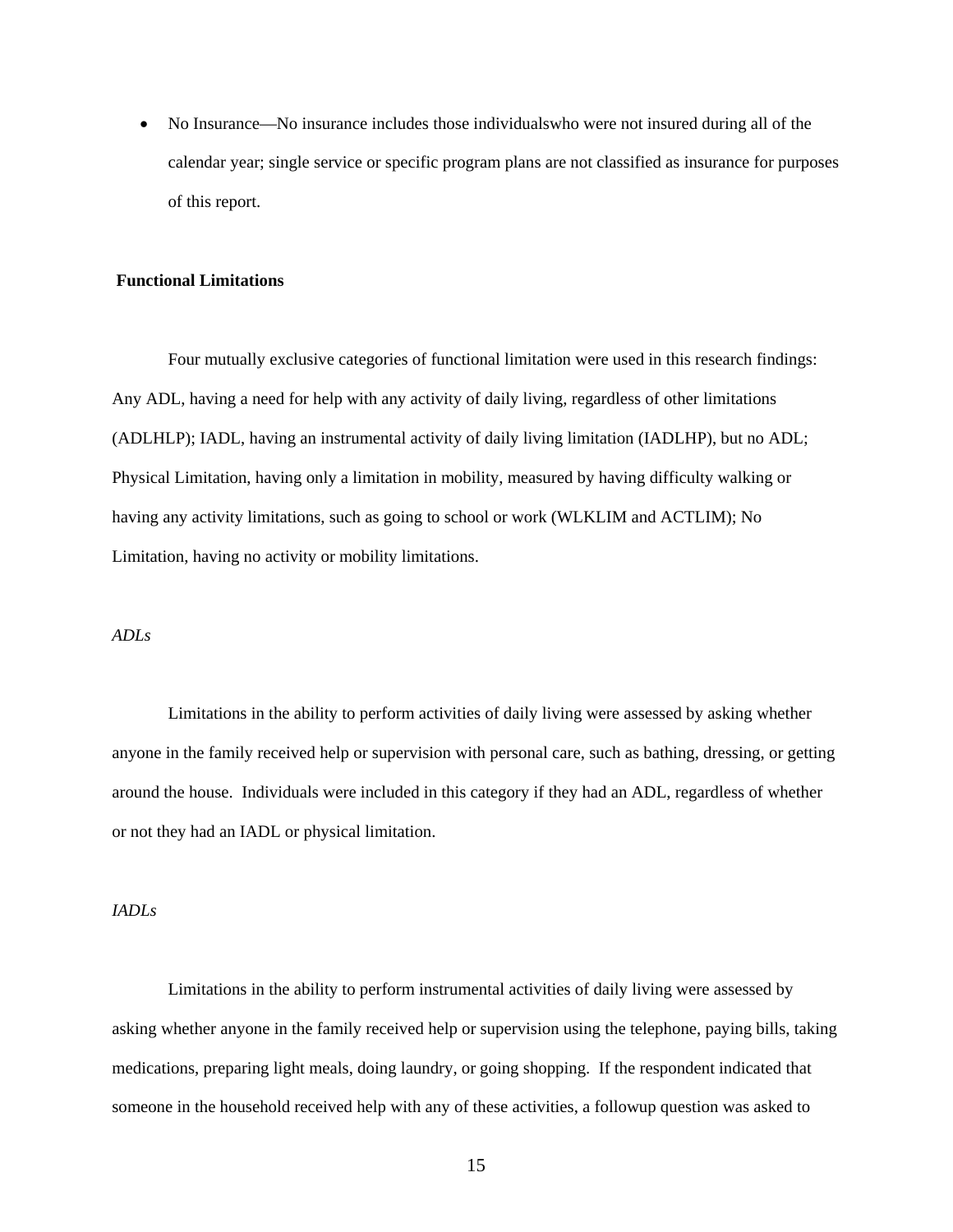- No Insurance—No insurance includes those individualswho were not insured during all of the calendar year; single service or specific program plans are not classified as insurance for purposes of this report.

## Functional Limitations

Four mutually exclusive categories of functional limitation were used in this research findings: Any ADL, having a need for help with any activity of daily living, regardless of other limitations (ADLHLP); IADL, having an instrumental activity of daily living limitation (IADLHP), but no ADL; Physical Limitation, having only a limitation in mobility, measured by having difficulty walking or having any activity limitations, such as going to school or work (WLKLIM and ACTLIM); No Limitation, having no activity or mobility limitations.

### *ADLs*

Limitations in the ability to perform activities of daily living were assessed by asking whether anyone in the family received help or supervision with personal care, such as bathing, dressing, or getting around the house. Individuals were included in this category if they had an ADL, regardless of whether or not they had an IADL or physical limitation.

### *IADLs*

Limitations in the ability to perform instrumental activities of daily living were assessed by asking whether anyone in the family received help or supervision using the telephone, paying bills, taking medications, preparing light meals, doing laundry, or going shopping. If the respondent indicated that someone in the household received help with any of these activities, a followup question was asked to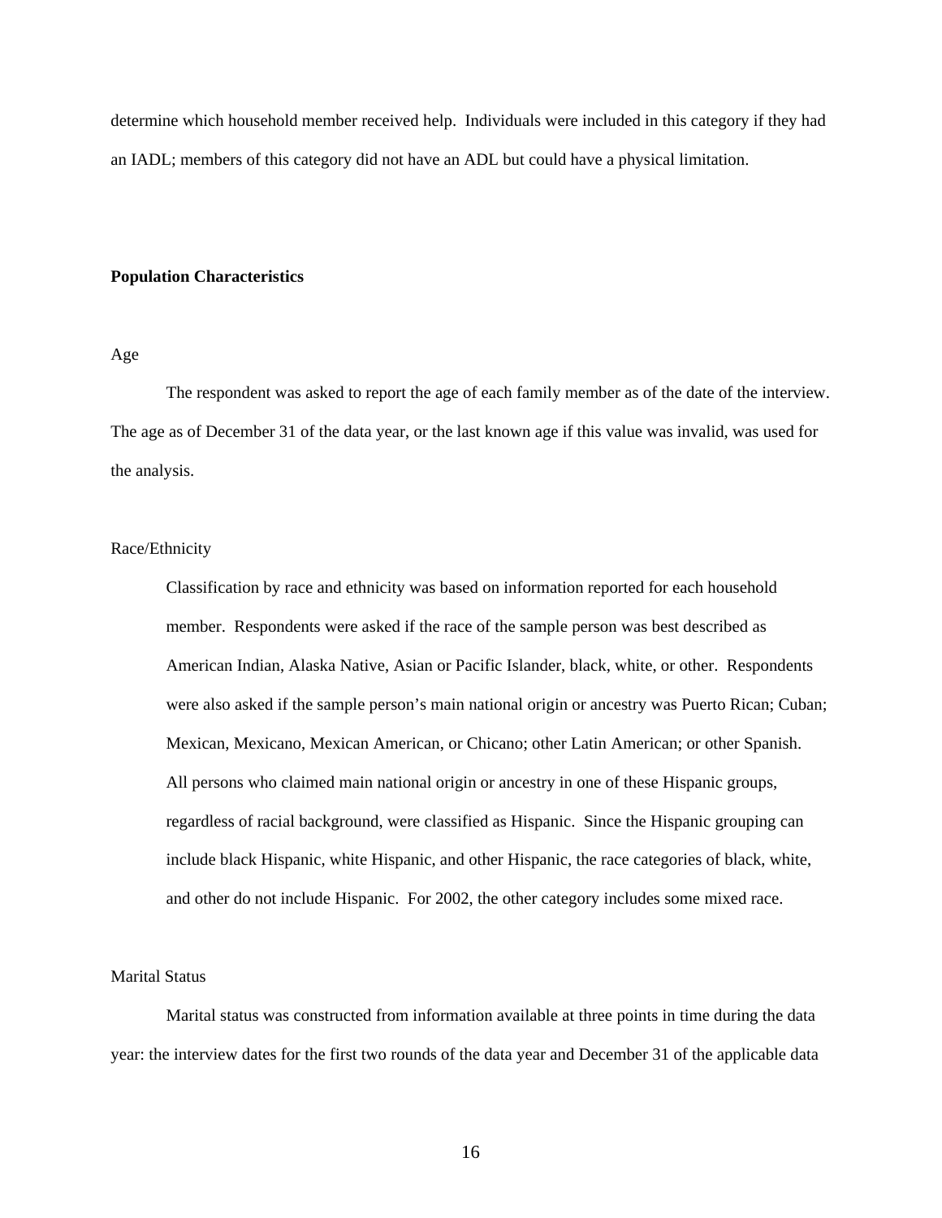determine which household member received help. Individuals were included in this category if they had an IADL; members of this category did not have an ADL but could have a physical limitation.

## Population Characteristics

### Age

The respondent was asked to report the age of each family member as of the date of the interview. The age as of December 31 of the data year, or the last known age if this value was invalid, was used for the analysis.

### Race/Ethnicity

Classification by race and ethnicity was based on information reported for each household member. Respondents were asked if the race of the sample person was best described as American Indian, Alaska Native, Asian or Pacific Islander, black, white, or other. Respondents were also asked if the sample person's main national origin or ancestry was Puerto Rican; Cuban; Mexican, Mexicano, Mexican American, or Chicano; other Latin American; or other Spanish. All persons who claimed main national origin or ancestry in one of these Hispanic groups, regardless of racial background, were classified as Hispanic. Since the Hispanic grouping can include black Hispanic, white Hispanic, and other Hispanic, the race categories of black, white, and other do not include Hispanic. For 2002, the other category includes some mixed race.

### Marital Status

Marital status was constructed from information available at three points in time during the data year: the interview dates for the first two rounds of the data year and December 31 of the applicable data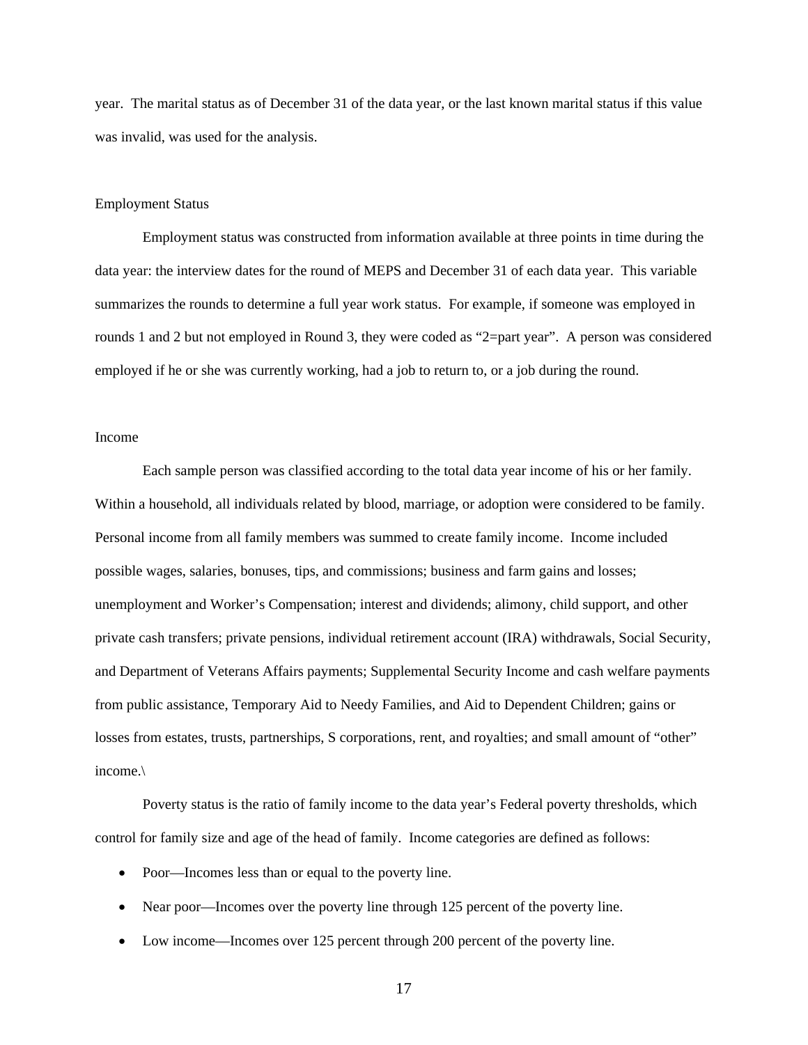year. The marital status as of December 31 of the data year, or the last known marital status if this value was invalid, was used for the analysis.

### Employment Status

Employment status was constructed from information available at three points in time during the data year: the interview dates for the round of MEPS and December 31 of each data year. This variable summarizes the rounds to determine a full year work status. For example, if someone was employed in rounds 1 and 2 but not employed in Round 3, they were coded as "2=part year". A person was considered employed if he or she was currently working, had a job to return to, or a job during the round.

### Income

Each sample person was classified according to the total data year income of his or her family. Within a household, all individuals related by blood, marriage, or adoption were considered to be family. Personal income from all family members was summed to create family income. Income included possible wages, salaries, bonuses, tips, and commissions; business and farm gains and losses; unemployment and Worker's Compensation; interest and dividends; alimony, child support, and other private cash transfers; private pensions, individual retirement account (IRA) withdrawals, Social Security, and Department of Veterans Affairs payments; Supplemental Security Income and cash welfare payments from public assistance, Temporary Aid to Needy Families, and Aid to Dependent Children; gains or losses from estates, trusts, partnerships, S corporations, rent, and royalties; and small amount of "other" income.\

Poverty status is the ratio of family income to the data year's Federal poverty thresholds, which control for family size and age of the head of family. Income categories are defined as follows:

- Poor—Incomes less than or equal to the poverty line.
- Near poor—Incomes over the poverty line through 125 percent of the poverty line.
- Low income—Incomes over 125 percent through 200 percent of the poverty line.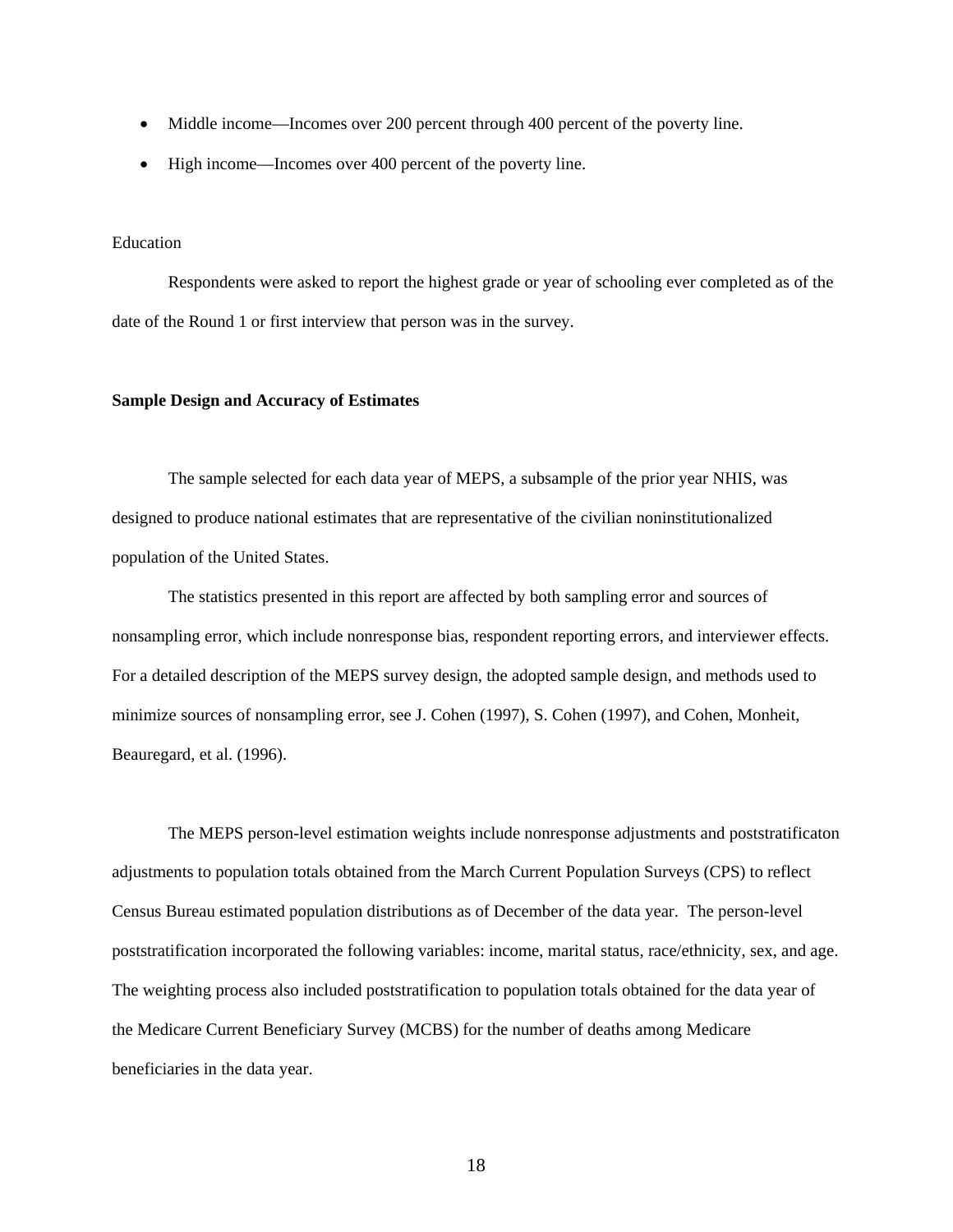- Middle income—Incomes over 200 percent through 400 percent of the poverty line.
- High income—Incomes over 400 percent of the poverty line.

Education

Respondents were asked to report the highest grade or year of schooling ever completed as of the date of the Round 1 or first interview that person was in the survey.

**Sample Design and Accuracy of Estimates**

The sample selected for each data year of MEPS, a subsample of the prior year NHIS, was designed to produce national estimates that are representative of the civilian noninstitutionalized population of the United States.

The statistics presented in this report are affected by both sampling error and sources of nonsampling error, which include nonresponse bias, respondent reporting errors, and interviewer effects. For a detailed description of the MEPS survey design, the adopted sample design, and methods used to minimize sources of nonsampling error, see J. Cohen (1997), S. Cohen (1997), and Cohen, Monheit, Beauregard, et al. (1996).

The MEPS person-level estimation weights include nonresponse adjustments and poststratificaton adjustments to population totals obtained from the March Current Population Surveys (CPS) to reflect Census Bureau estimated population distributions as of December of the data year. The person-level poststratification incorporated the following variables: income, marital status, race/ethnicity, sex, and age. The weighting process also included poststratification to population totals obtained for the data year of the Medicare Current Beneficiary Survey (MCBS) for the number of deaths among Medicare beneficiaries in the data year.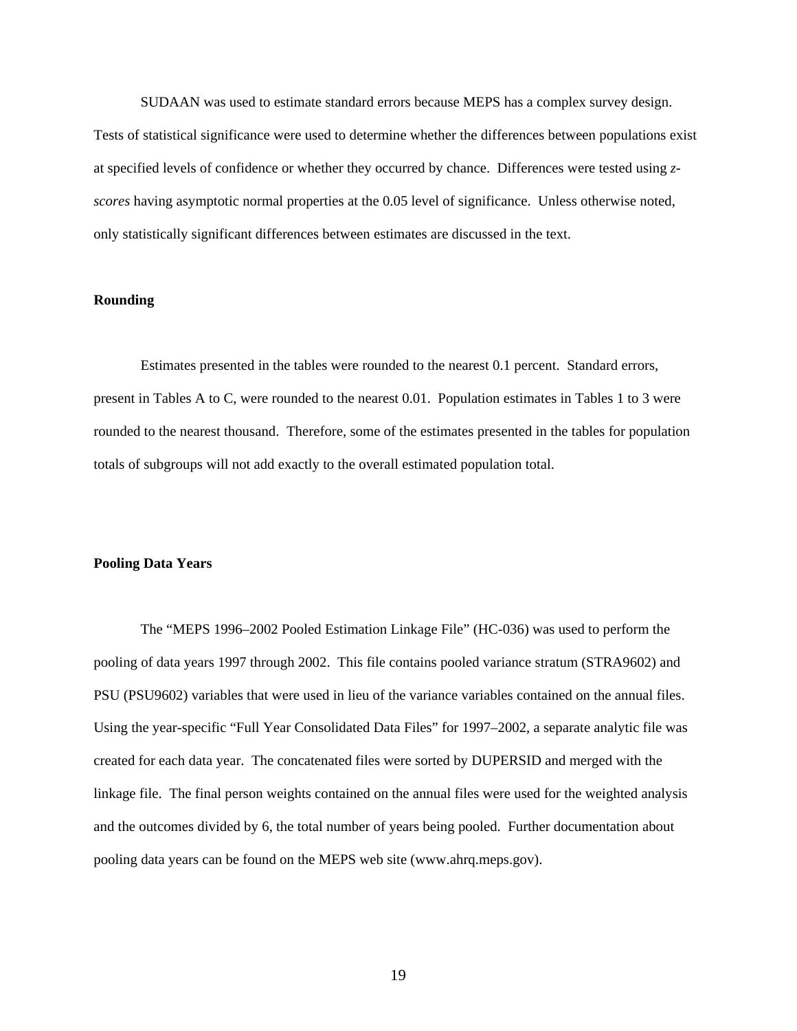SUDAAN was used to estimate standard errors because MEPS has a complex survey design. Tests of statistical significance were used to determine whether the differences between populations exist at specified levels of confidence or whether they occurred by chance. Differences were tested using *z-scores* having asymptotic normal properties at the 0.05 level of significance. Unless otherwise noted, only statistically significant differences between estimates are discussed in the text.

**Rounding**

Estimates presented in the tables were rounded to the nearest 0.1 percent. Standard errors, present in Tables A to C, were rounded to the nearest 0.01. Population estimates in Tables 1 to 3 were rounded to the nearest thousand. Therefore, some of the estimates presented in the tables for population totals of subgroups will not add exactly to the overall estimated population total.

**Pooling Data Years**

The "MEPS 1996–2002 Pooled Estimation Linkage File" (HC-036) was used to perform the pooling of data years 1997 through 2002. This file contains pooled variance stratum (STRA9602) and PSU (PSU9602) variables that were used in lieu of the variance variables contained on the annual files. Using the year-specific "Full Year Consolidated Data Files" for 1997–2002, a separate analytic file was created for each data year. The concatenated files were sorted by DUPERSID and merged with the linkage file. The final person weights contained on the annual files were used for the weighted analysis and the outcomes divided by 6, the total number of years being pooled. Further documentation about pooling data years can be found on the MEPS web site (www.ahrq.meps.gov).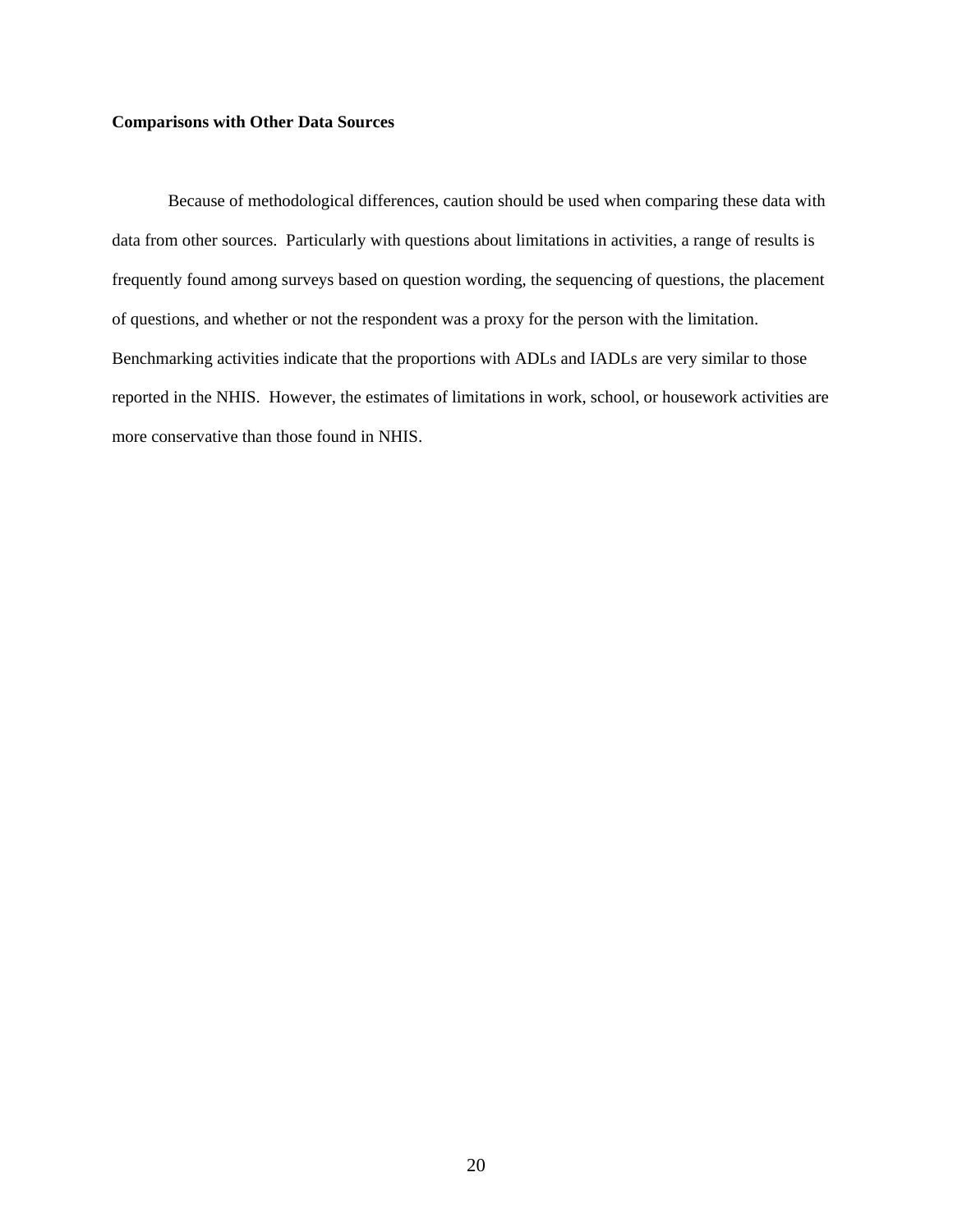**Comparisons with Other Data Sources**

Because of methodological differences, caution should be used when comparing these data with data from other sources. Particularly with questions about limitations in activities, a range of results is frequently found among surveys based on question wording, the sequencing of questions, the placement of questions, and whether or not the respondent was a proxy for the person with the limitation. Benchmarking activities indicate that the proportions with ADLs and IADLs are very similar to those reported in the NHIS. However, the estimates of limitations in work, school, or housework activities are more conservative than those found in NHIS.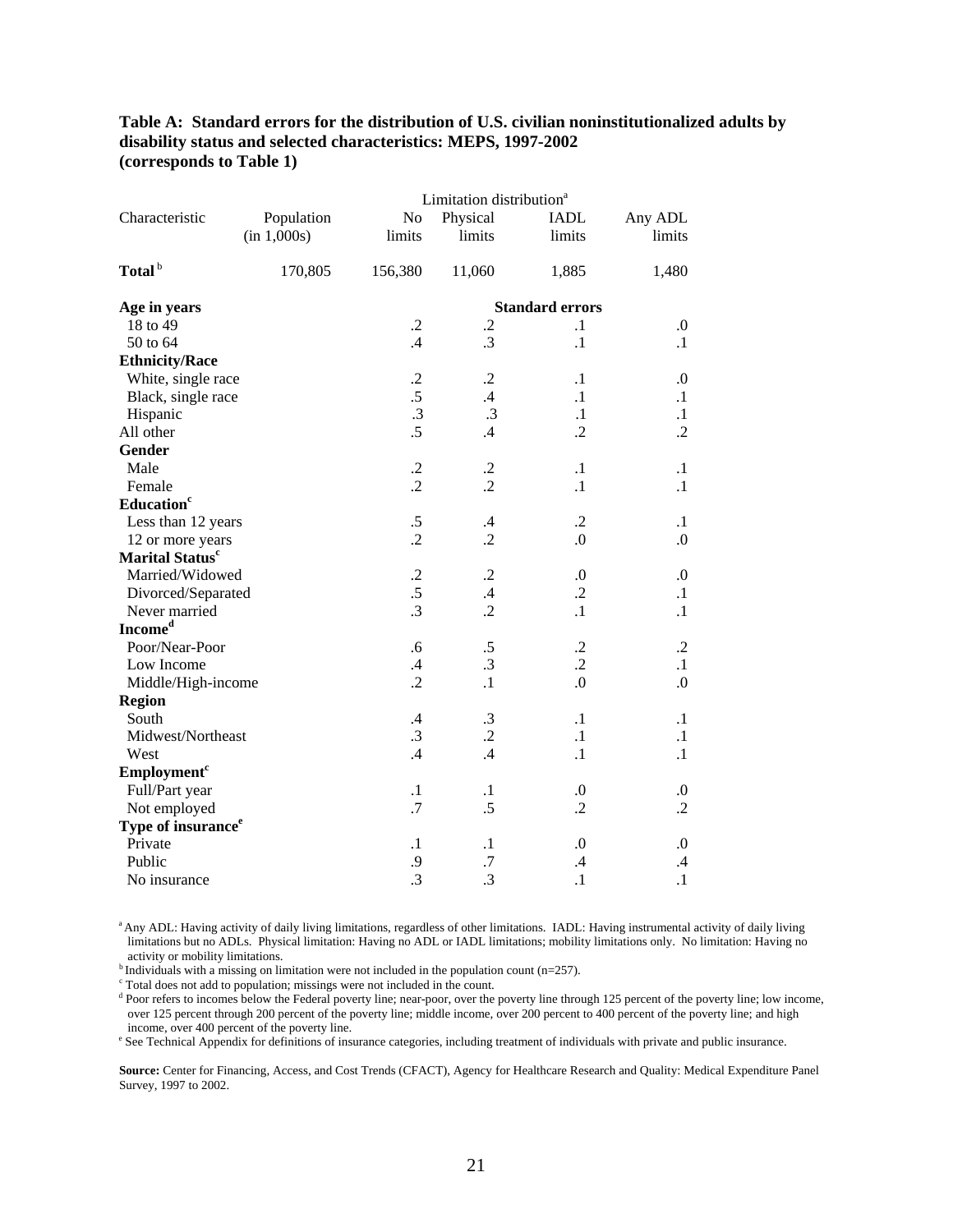**Table A: Standard errors for the distribution of U.S. civilian noninstitutionalized adults by disability status and selected characteristics: MEPS, 1997-2002 (corresponds to Table 1)**

| Characteristic | Population (in 1,000s) | Limitation distribution[a] No limits | Physical limits | IADL limits | Any ADL limits |
|---|---|---|---|---|---|
| **Total**[b] | 170,805 | 156,380 | 11,060 | 1,885 | 1,480 |
| **Age in years** | | | **Standard errors** | | |
| 18 to 49 | | .2 | .2 | .1 | .0 |
| 50 to 64 | | .4 | .3 | .1 | .1 |
| **Ethnicity/Race** | | | | | |
| White, single race | | .2 | .2 | .1 | .0 |
| Black, single race | | .5 | .4 | .1 | .1 |
| Hispanic | | .3 | .3 | .1 | .1 |
| All other | | .5 | .4 | .2 | .2 |
| **Gender** | | | | | |
| Male | | .2 | .2 | .1 | .1 |
| Female | | .2 | .2 | .1 | .1 |
| **Education**[c] | | | | | |
| Less than 12 years | | .5 | .4 | .2 | .1 |
| 12 or more years | | .2 | .2 | .0 | .0 |
| **Marital Status**[c] | | | | | |
| Married/Widowed | | .2 | .2 | .0 | .0 |
| Divorced/Separated | | .5 | .4 | .2 | .1 |
| Never married | | .3 | .2 | .1 | .1 |
| **Income**[d] | | | | | |
| Poor/Near-Poor | | .6 | .5 | .2 | .2 |
| Low Income | | .4 | .3 | .2 | .1 |
| Middle/High-income | | .2 | .1 | .0 | .0 |
| **Region** | | | | | |
| South | | .4 | .3 | .1 | .1 |
| Midwest/Northeast | | .3 | .2 | .1 | .1 |
| West | | .4 | .4 | .1 | .1 |
| **Employment**[c] | | | | | |
| Full/Part year | | .1 | .1 | .0 | .0 |
| Not employed | | .7 | .5 | .2 | .2 |
| **Type of insurance**[e] | | | | | |
| Private | | .1 | .1 | .0 | .0 |
| Public | | .9 | .7 | .4 | .4 |
| No insurance | | .3 | .3 | .1 | .1 |

[a] Any ADL: Having activity of daily living limitations, regardless of other limitations. IADL: Having instrumental activity of daily living limitations but no ADLs. Physical limitation: Having no ADL or IADL limitations; mobility limitations only. No limitation: Having no activity or mobility limitations.
[b] Individuals with a missing on limitation were not included in the population count (n=257).
[c] Total does not add to population; missings were not included in the count.
[d] Poor refers to incomes below the Federal poverty line; near-poor, over the poverty line through 125 percent of the poverty line; low income, over 125 percent through 200 percent of the poverty line; middle income, over 200 percent to 400 percent of the poverty line; and high income, over 400 percent of the poverty line.
[e] See Technical Appendix for definitions of insurance categories, including treatment of individuals with private and public insurance.

**Source:** Center for Financing, Access, and Cost Trends (CFACT), Agency for Healthcare Research and Quality: Medical Expenditure Panel Survey, 1997 to 2002.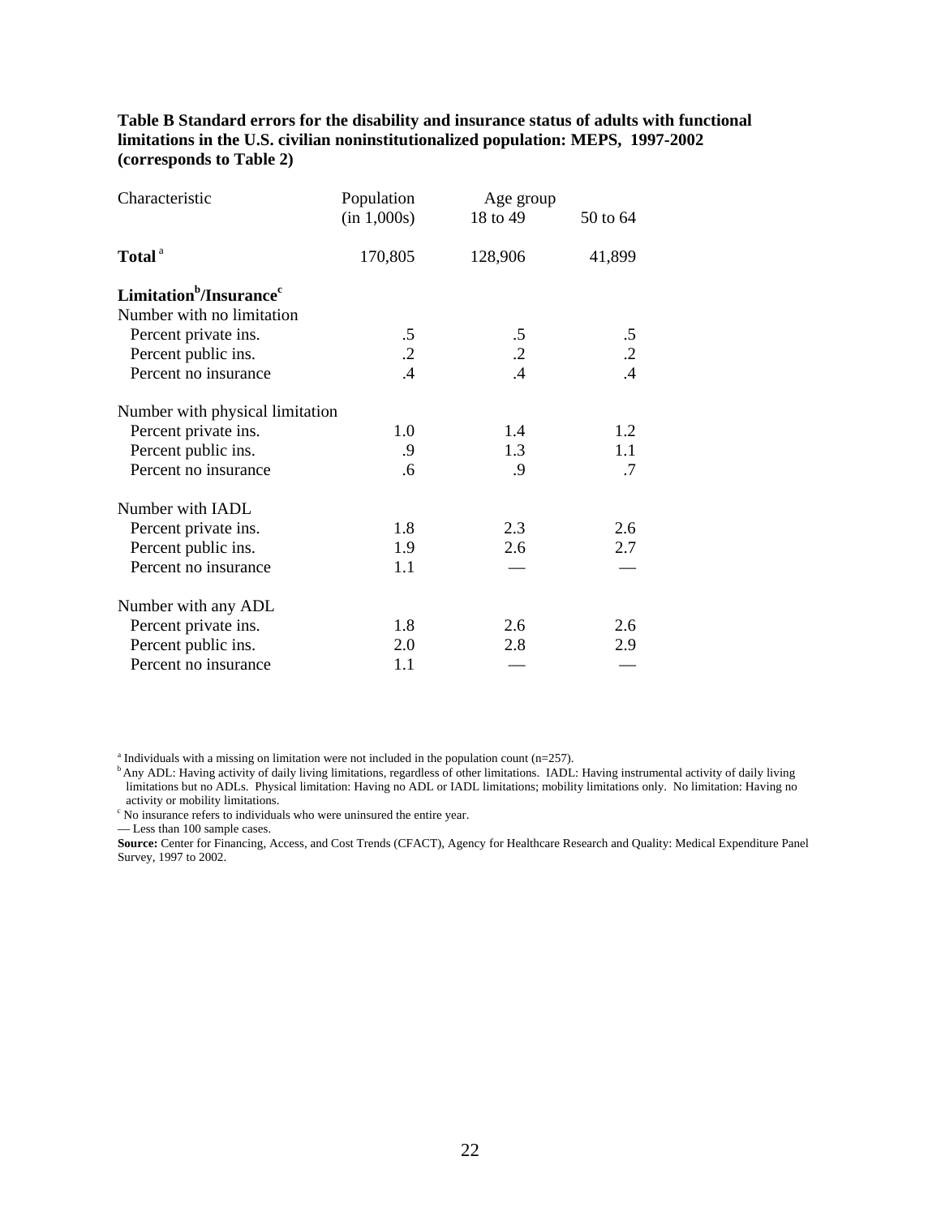**Table B Standard errors for the disability and insurance status of adults with functional limitations in the U.S. civilian noninstitutionalized population: MEPS, 1997-2002 (corresponds to Table 2)**

| Characteristic | Population (in 1,000s) | Age group 18 to 49 | 50 to 64 |
|---|---|---|---|
| **Total** [a] | 170,805 | 128,906 | 41,899 |
| **Limitation[b]/Insurance[c]** | | | |
| Number with no limitation | | | |
| Percent private ins. | .5 | .5 | .5 |
| Percent public ins. | .2 | .2 | .2 |
| Percent no insurance | .4 | .4 | .4 |
| Number with physical limitation | | | |
| Percent private ins. | 1.0 | 1.4 | 1.2 |
| Percent public ins. | .9 | 1.3 | 1.1 |
| Percent no insurance | .6 | .9 | .7 |
| Number with IADL | | | |
| Percent private ins. | 1.8 | 2.3 | 2.6 |
| Percent public ins. | 1.9 | 2.6 | 2.7 |
| Percent no insurance | 1.1 | — | — |
| Number with any ADL | | | |
| Percent private ins. | 1.8 | 2.6 | 2.6 |
| Percent public ins. | 2.0 | 2.8 | 2.9 |
| Percent no insurance | 1.1 | — | — |

[a] Individuals with a missing on limitation were not included in the population count (n=257).
[b] Any ADL: Having activity of daily living limitations, regardless of other limitations. IADL: Having instrumental activity of daily living limitations but no ADLs. Physical limitation: Having no ADL or IADL limitations; mobility limitations only. No limitation: Having no activity or mobility limitations.
[c] No insurance refers to individuals who were uninsured the entire year.
— Less than 100 sample cases.
**Source:** Center for Financing, Access, and Cost Trends (CFACT), Agency for Healthcare Research and Quality: Medical Expenditure Panel Survey, 1997 to 2002.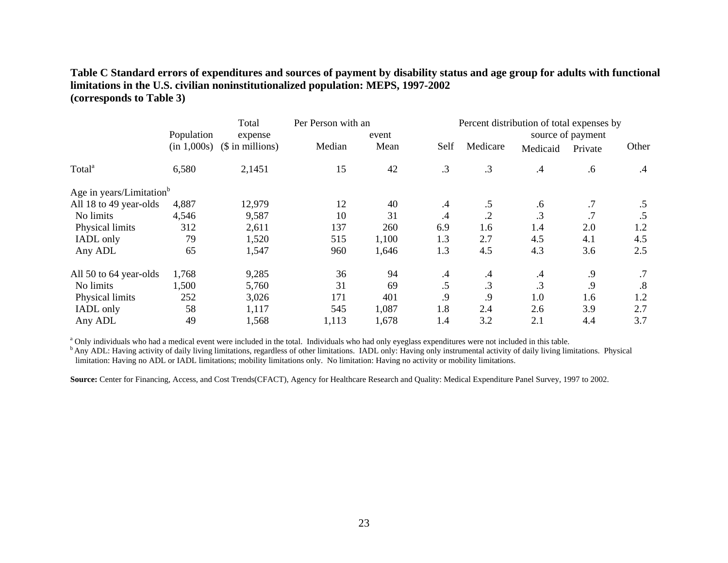**Table C Standard errors of expenditures and sources of payment by disability status and age group for adults with functional limitations in the U.S. civilian noninstitutionalized population: MEPS, 1997-2002**
**(corresponds to Table 3)**

| | Population (in 1,000s) | Total expense ($ in millions) | Per Person with an event | | Percent distribution of total expenses by source of payment | | | | |
|---|---|---|---|---|---|---|---|---|---|
| | | | Median | Mean | Self | Medicare | Medicaid | Private | Other |
| Total[a] | 6,580 | 2,1451 | 15 | 42 | .3 | .3 | .4 | .6 | .4 |
| Age in years/Limitation[b] | | | | | | | | | |
| All 18 to 49 year-olds | 4,887 | 12,979 | 12 | 40 | .4 | .5 | .6 | .7 | .5 |
| No limits | 4,546 | 9,587 | 10 | 31 | .4 | .2 | .3 | .7 | .5 |
| Physical limits | 312 | 2,611 | 137 | 260 | 6.9 | 1.6 | 1.4 | 2.0 | 1.2 |
| IADL only | 79 | 1,520 | 515 | 1,100 | 1.3 | 2.7 | 4.5 | 4.1 | 4.5 |
| Any ADL | 65 | 1,547 | 960 | 1,646 | 1.3 | 4.5 | 4.3 | 3.6 | 2.5 |
| All 50 to 64 year-olds | 1,768 | 9,285 | 36 | 94 | .4 | .4 | .4 | .9 | .7 |
| No limits | 1,500 | 5,760 | 31 | 69 | .5 | .3 | .3 | .9 | .8 |
| Physical limits | 252 | 3,026 | 171 | 401 | .9 | .9 | 1.0 | 1.6 | 1.2 |
| IADL only | 58 | 1,117 | 545 | 1,087 | 1.8 | 2.4 | 2.6 | 3.9 | 2.7 |
| Any ADL | 49 | 1,568 | 1,113 | 1,678 | 1.4 | 3.2 | 2.1 | 4.4 | 3.7 |

[a] Only individuals who had a medical event were included in the total. Individuals who had only eyeglass expenditures were not included in this table.
[b] Any ADL: Having activity of daily living limitations, regardless of other limitations. IADL only: Having only instrumental activity of daily living limitations. Physical limitation: Having no ADL or IADL limitations; mobility limitations only. No limitation: Having no activity or mobility limitations.

**Source:** Center for Financing, Access, and Cost Trends(CFACT), Agency for Healthcare Research and Quality: Medical Expenditure Panel Survey, 1997 to 2002.